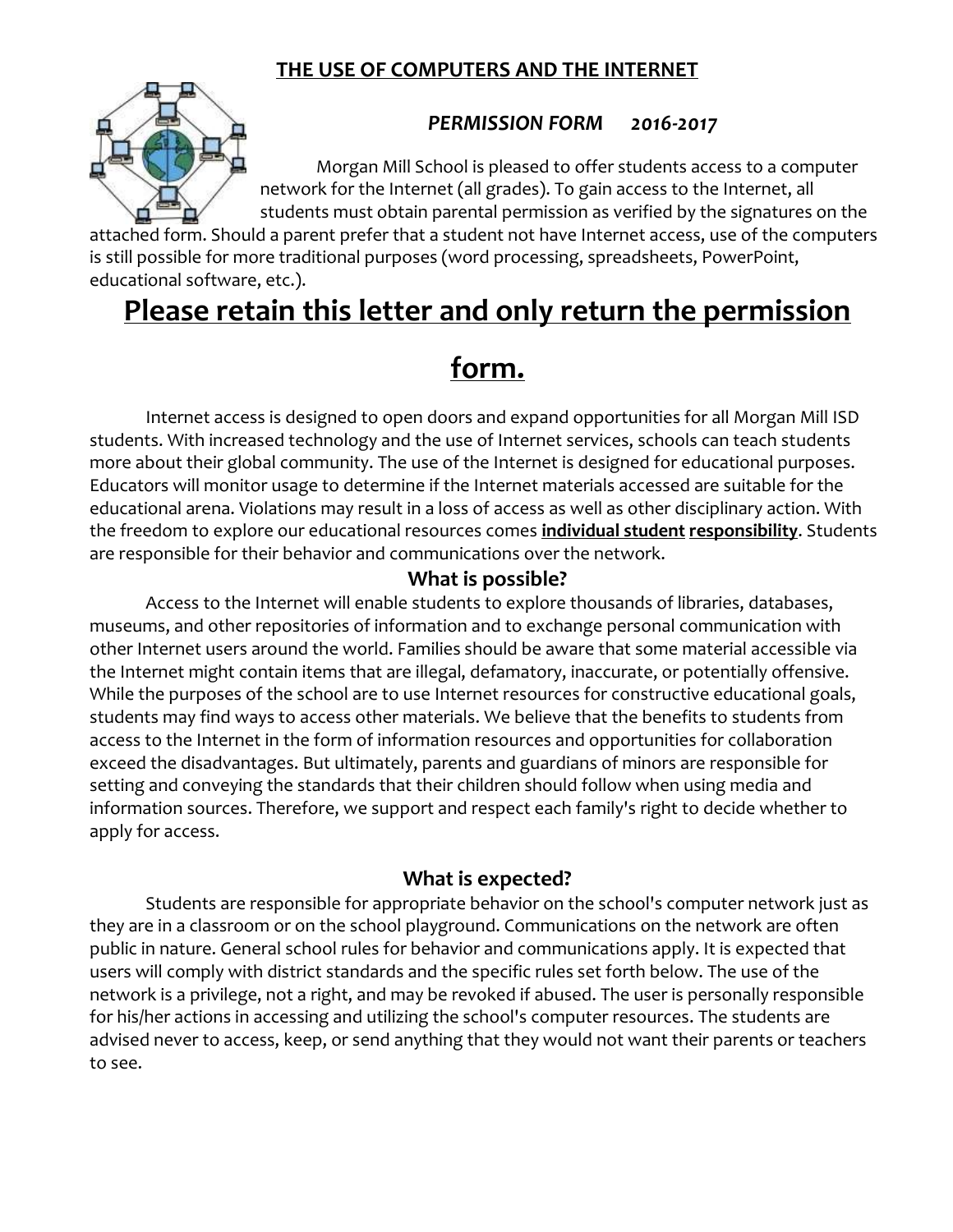# THE USE OF COMPUTERS AND THE INTERNET

***PERMISSION FORM 2016-2017***

Morgan Mill School is pleased to offer students access to a computer network for the Internet (all grades). To gain access to the Internet, all students must obtain parental permission as verified by the signatures on the attached form. Should a parent prefer that a student not have Internet access, use of the computers is still possible for more traditional purposes (word processing, spreadsheets, PowerPoint, educational software, etc.).

## Please retain this letter and only return the permission form.

Internet access is designed to open doors and expand opportunities for all Morgan Mill ISD students. With increased technology and the use of Internet services, schools can teach students more about their global community. The use of the Internet is designed for educational purposes. Educators will monitor usage to determine if the Internet materials accessed are suitable for the educational arena. Violations may result in a loss of access as well as other disciplinary action. With the freedom to explore our educational resources comes **individual student responsibility**. Students are responsible for their behavior and communications over the network.

### What is possible?

Access to the Internet will enable students to explore thousands of libraries, databases, museums, and other repositories of information and to exchange personal communication with other Internet users around the world. Families should be aware that some material accessible via the Internet might contain items that are illegal, defamatory, inaccurate, or potentially offensive. While the purposes of the school are to use Internet resources for constructive educational goals, students may find ways to access other materials. We believe that the benefits to students from access to the Internet in the form of information resources and opportunities for collaboration exceed the disadvantages. But ultimately, parents and guardians of minors are responsible for setting and conveying the standards that their children should follow when using media and information sources. Therefore, we support and respect each family's right to decide whether to apply for access.

### What is expected?

Students are responsible for appropriate behavior on the school's computer network just as they are in a classroom or on the school playground. Communications on the network are often public in nature. General school rules for behavior and communications apply. It is expected that users will comply with district standards and the specific rules set forth below. The use of the network is a privilege, not a right, and may be revoked if abused. The user is personally responsible for his/her actions in accessing and utilizing the school's computer resources. The students are advised never to access, keep, or send anything that they would not want their parents or teachers to see.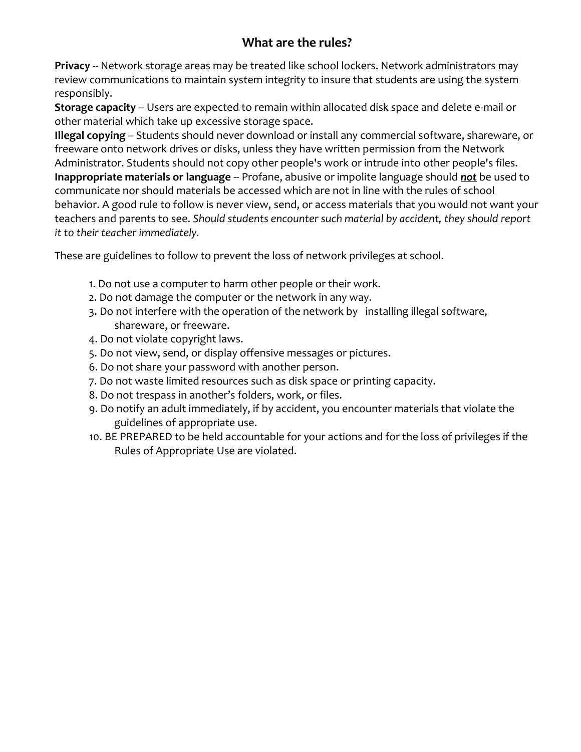## What are the rules?

**Privacy** -- Network storage areas may be treated like school lockers. Network administrators may review communications to maintain system integrity to insure that students are using the system responsibly.
**Storage capacity** -- Users are expected to remain within allocated disk space and delete e-mail or other material which take up excessive storage space.
**Illegal copying** -- Students should never download or install any commercial software, shareware, or freeware onto network drives or disks, unless they have written permission from the Network Administrator. Students should not copy other people's work or intrude into other people's files.
**Inappropriate materials or language** -- Profane, abusive or impolite language should ***not*** be used to communicate nor should materials be accessed which are not in line with the rules of school behavior. A good rule to follow is never view, send, or access materials that you would not want your teachers and parents to see. *Should students encounter such material by accident, they should report it to their teacher immediately.*

These are guidelines to follow to prevent the loss of network privileges at school.

1. Do not use a computer to harm other people or their work.
2. Do not damage the computer or the network in any way.
3. Do not interfere with the operation of the network by installing illegal software, shareware, or freeware.
4. Do not violate copyright laws.
5. Do not view, send, or display offensive messages or pictures.
6. Do not share your password with another person.
7. Do not waste limited resources such as disk space or printing capacity.
8. Do not trespass in another's folders, work, or files.
9. Do notify an adult immediately, if by accident, you encounter materials that violate the guidelines of appropriate use.
10. BE PREPARED to be held accountable for your actions and for the loss of privileges if the Rules of Appropriate Use are violated.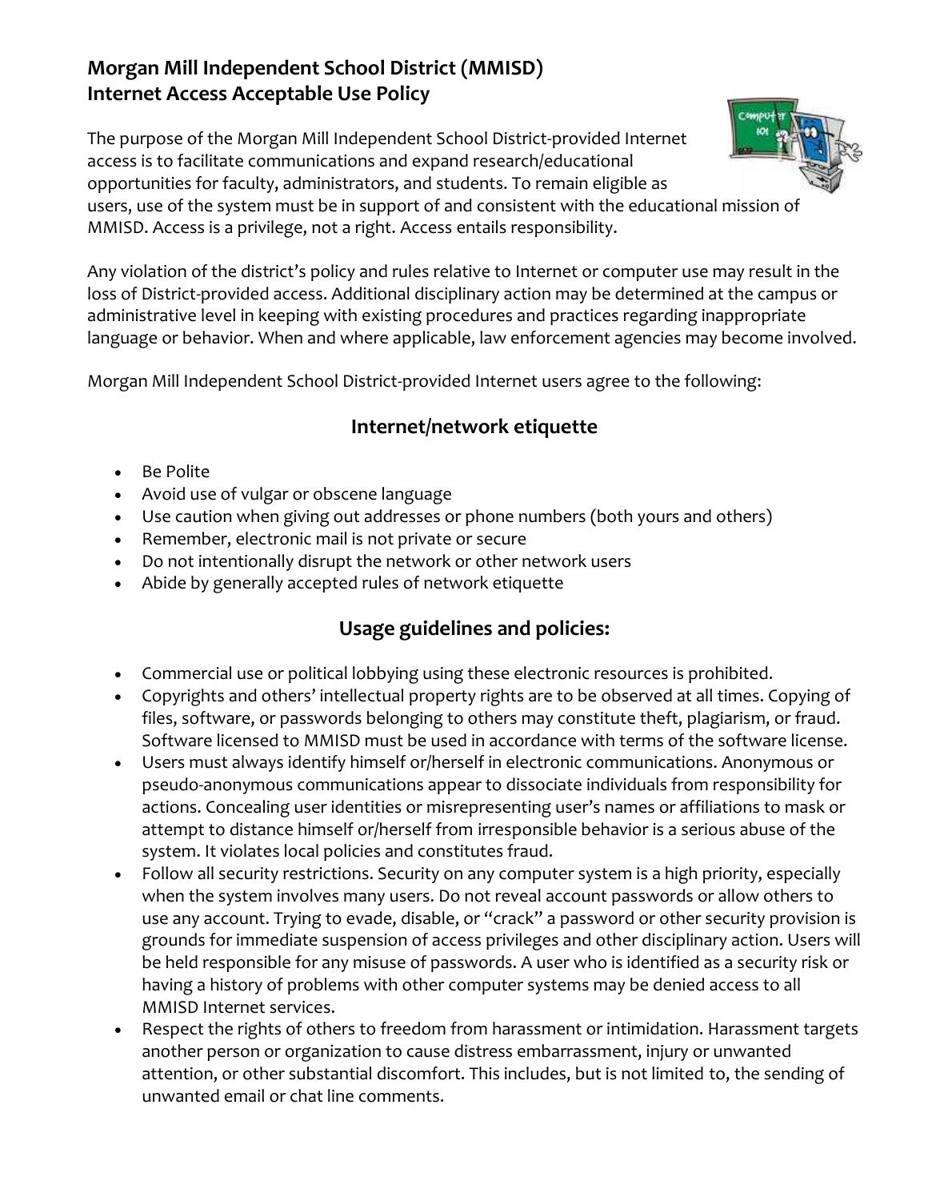## Morgan Mill Independent School District (MMISD)
## Internet Access Acceptable Use Policy

The purpose of the Morgan Mill Independent School District-provided Internet access is to facilitate communications and expand research/educational opportunities for faculty, administrators, and students. To remain eligible as users, use of the system must be in support of and consistent with the educational mission of MMISD. Access is a privilege, not a right. Access entails responsibility.

Any violation of the district's policy and rules relative to Internet or computer use may result in the loss of District-provided access. Additional disciplinary action may be determined at the campus or administrative level in keeping with existing procedures and practices regarding inappropriate language or behavior. When and where applicable, law enforcement agencies may become involved.

Morgan Mill Independent School District-provided Internet users agree to the following:

### Internet/network etiquette

- Be Polite
- Avoid use of vulgar or obscene language
- Use caution when giving out addresses or phone numbers (both yours and others)
- Remember, electronic mail is not private or secure
- Do not intentionally disrupt the network or other network users
- Abide by generally accepted rules of network etiquette

### Usage guidelines and policies:

- Commercial use or political lobbying using these electronic resources is prohibited.
- Copyrights and others' intellectual property rights are to be observed at all times. Copying of files, software, or passwords belonging to others may constitute theft, plagiarism, or fraud. Software licensed to MMISD must be used in accordance with terms of the software license.
- Users must always identify himself or/herself in electronic communications. Anonymous or pseudo-anonymous communications appear to dissociate individuals from responsibility for actions. Concealing user identities or misrepresenting user's names or affiliations to mask or attempt to distance himself or/herself from irresponsible behavior is a serious abuse of the system. It violates local policies and constitutes fraud.
- Follow all security restrictions. Security on any computer system is a high priority, especially when the system involves many users. Do not reveal account passwords or allow others to use any account. Trying to evade, disable, or "crack" a password or other security provision is grounds for immediate suspension of access privileges and other disciplinary action. Users will be held responsible for any misuse of passwords. A user who is identified as a security risk or having a history of problems with other computer systems may be denied access to all MMISD Internet services.
- Respect the rights of others to freedom from harassment or intimidation. Harassment targets another person or organization to cause distress embarrassment, injury or unwanted attention, or other substantial discomfort. This includes, but is not limited to, the sending of unwanted email or chat line comments.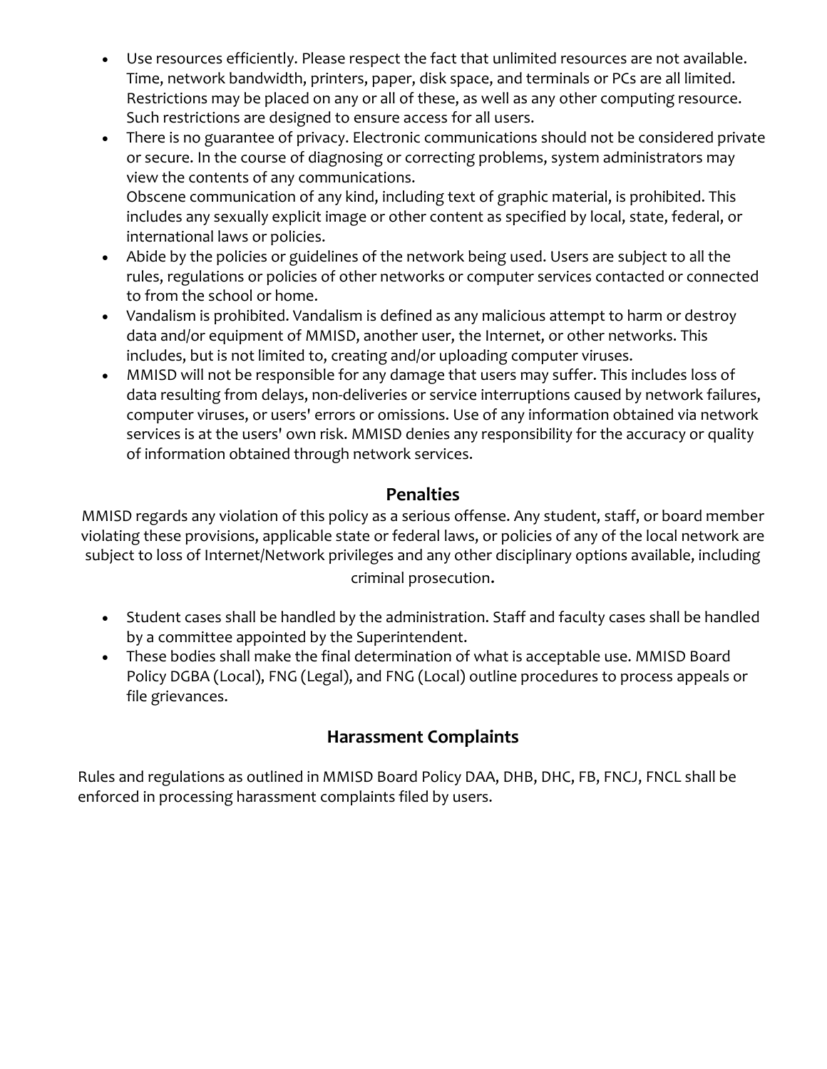- Use resources efficiently. Please respect the fact that unlimited resources are not available. Time, network bandwidth, printers, paper, disk space, and terminals or PCs are all limited. Restrictions may be placed on any or all of these, as well as any other computing resource. Such restrictions are designed to ensure access for all users.
- There is no guarantee of privacy. Electronic communications should not be considered private or secure. In the course of diagnosing or correcting problems, system administrators may view the contents of any communications.
  Obscene communication of any kind, including text of graphic material, is prohibited. This includes any sexually explicit image or other content as specified by local, state, federal, or international laws or policies.
- Abide by the policies or guidelines of the network being used. Users are subject to all the rules, regulations or policies of other networks or computer services contacted or connected to from the school or home.
- Vandalism is prohibited. Vandalism is defined as any malicious attempt to harm or destroy data and/or equipment of MMISD, another user, the Internet, or other networks. This includes, but is not limited to, creating and/or uploading computer viruses.
- MMISD will not be responsible for any damage that users may suffer. This includes loss of data resulting from delays, non-deliveries or service interruptions caused by network failures, computer viruses, or users' errors or omissions. Use of any information obtained via network services is at the users' own risk. MMISD denies any responsibility for the accuracy or quality of information obtained through network services.

## Penalties

MMISD regards any violation of this policy as a serious offense. Any student, staff, or board member violating these provisions, applicable state or federal laws, or policies of any of the local network are subject to loss of Internet/Network privileges and any other disciplinary options available, including criminal prosecution.

- Student cases shall be handled by the administration. Staff and faculty cases shall be handled by a committee appointed by the Superintendent.
- These bodies shall make the final determination of what is acceptable use. MMISD Board Policy DGBA (Local), FNG (Legal), and FNG (Local) outline procedures to process appeals or file grievances.

## Harassment Complaints

Rules and regulations as outlined in MMISD Board Policy DAA, DHB, DHC, FB, FNCJ, FNCL shall be enforced in processing harassment complaints filed by users.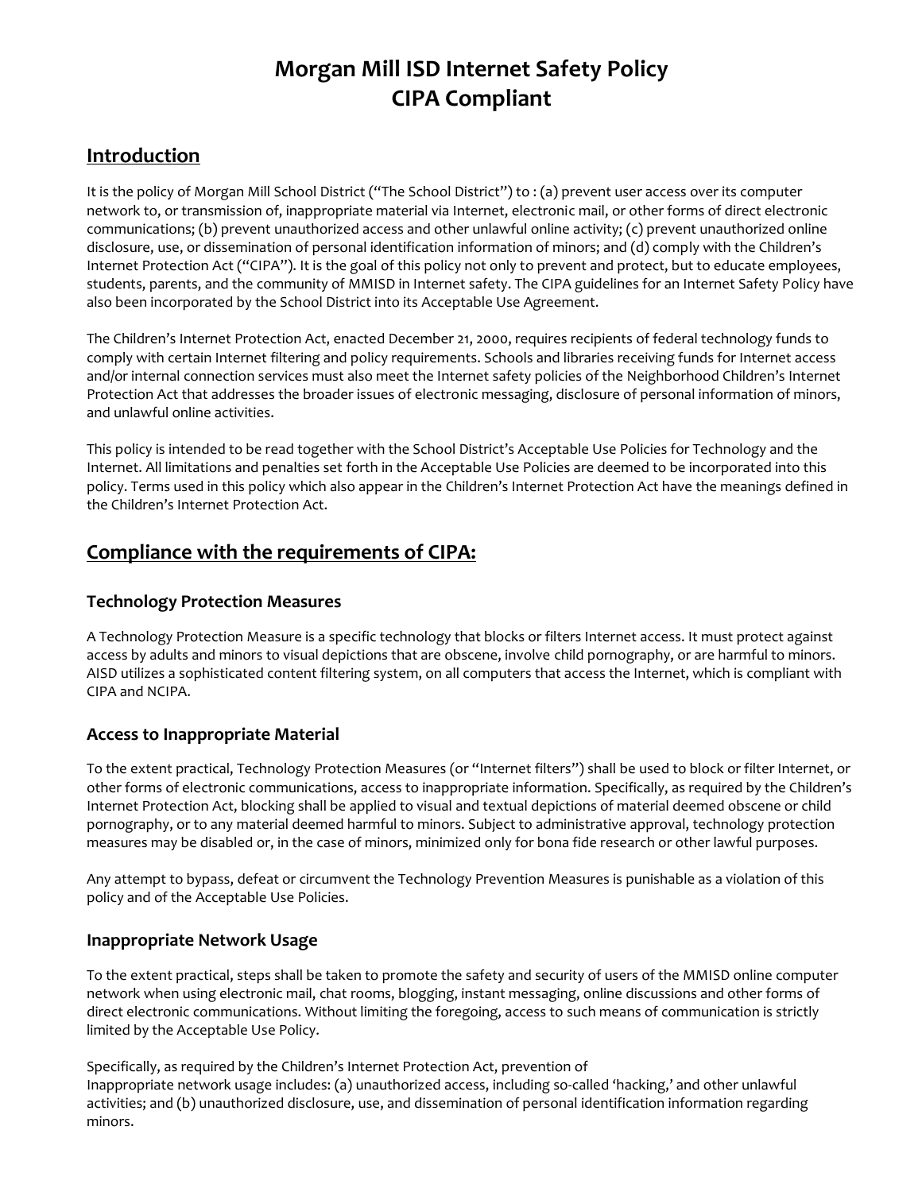# Morgan Mill ISD Internet Safety Policy
# CIPA Compliant

## Introduction

It is the policy of Morgan Mill School District ("The School District") to : (a) prevent user access over its computer network to, or transmission of, inappropriate material via Internet, electronic mail, or other forms of direct electronic communications; (b) prevent unauthorized access and other unlawful online activity; (c) prevent unauthorized online disclosure, use, or dissemination of personal identification information of minors; and (d) comply with the Children's Internet Protection Act ("CIPA"). It is the goal of this policy not only to prevent and protect, but to educate employees, students, parents, and the community of MMISD in Internet safety. The CIPA guidelines for an Internet Safety Policy have also been incorporated by the School District into its Acceptable Use Agreement.

The Children's Internet Protection Act, enacted December 21, 2000, requires recipients of federal technology funds to comply with certain Internet filtering and policy requirements. Schools and libraries receiving funds for Internet access and/or internal connection services must also meet the Internet safety policies of the Neighborhood Children's Internet Protection Act that addresses the broader issues of electronic messaging, disclosure of personal information of minors, and unlawful online activities.

This policy is intended to be read together with the School District's Acceptable Use Policies for Technology and the Internet. All limitations and penalties set forth in the Acceptable Use Policies are deemed to be incorporated into this policy. Terms used in this policy which also appear in the Children's Internet Protection Act have the meanings defined in the Children's Internet Protection Act.

## Compliance with the requirements of CIPA:

### Technology Protection Measures

A Technology Protection Measure is a specific technology that blocks or filters Internet access. It must protect against access by adults and minors to visual depictions that are obscene, involve child pornography, or are harmful to minors. AISD utilizes a sophisticated content filtering system, on all computers that access the Internet, which is compliant with CIPA and NCIPA.

### Access to Inappropriate Material

To the extent practical, Technology Protection Measures (or "Internet filters") shall be used to block or filter Internet, or other forms of electronic communications, access to inappropriate information. Specifically, as required by the Children's Internet Protection Act, blocking shall be applied to visual and textual depictions of material deemed obscene or child pornography, or to any material deemed harmful to minors. Subject to administrative approval, technology protection measures may be disabled or, in the case of minors, minimized only for bona fide research or other lawful purposes.

Any attempt to bypass, defeat or circumvent the Technology Prevention Measures is punishable as a violation of this policy and of the Acceptable Use Policies.

### Inappropriate Network Usage

To the extent practical, steps shall be taken to promote the safety and security of users of the MMISD online computer network when using electronic mail, chat rooms, blogging, instant messaging, online discussions and other forms of direct electronic communications. Without limiting the foregoing, access to such means of communication is strictly limited by the Acceptable Use Policy.

Specifically, as required by the Children's Internet Protection Act, prevention of Inappropriate network usage includes: (a) unauthorized access, including so-called 'hacking,' and other unlawful activities; and (b) unauthorized disclosure, use, and dissemination of personal identification information regarding minors.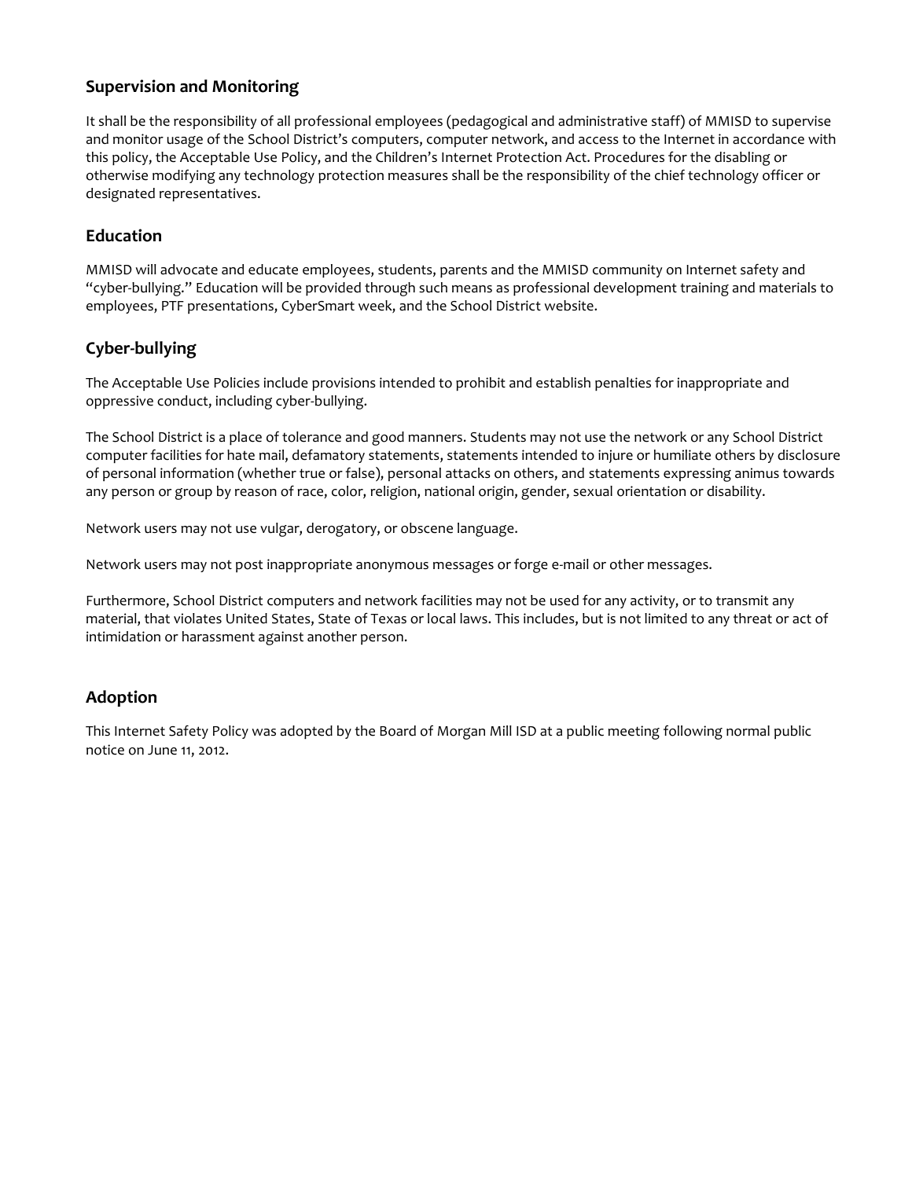## Supervision and Monitoring

It shall be the responsibility of all professional employees (pedagogical and administrative staff) of MMISD to supervise and monitor usage of the School District's computers, computer network, and access to the Internet in accordance with this policy, the Acceptable Use Policy, and the Children's Internet Protection Act. Procedures for the disabling or otherwise modifying any technology protection measures shall be the responsibility of the chief technology officer or designated representatives.

## Education

MMISD will advocate and educate employees, students, parents and the MMISD community on Internet safety and "cyber-bullying." Education will be provided through such means as professional development training and materials to employees, PTF presentations, CyberSmart week, and the School District website.

## Cyber-bullying

The Acceptable Use Policies include provisions intended to prohibit and establish penalties for inappropriate and oppressive conduct, including cyber-bullying.

The School District is a place of tolerance and good manners. Students may not use the network or any School District computer facilities for hate mail, defamatory statements, statements intended to injure or humiliate others by disclosure of personal information (whether true or false), personal attacks on others, and statements expressing animus towards any person or group by reason of race, color, religion, national origin, gender, sexual orientation or disability.

Network users may not use vulgar, derogatory, or obscene language.

Network users may not post inappropriate anonymous messages or forge e-mail or other messages.

Furthermore, School District computers and network facilities may not be used for any activity, or to transmit any material, that violates United States, State of Texas or local laws. This includes, but is not limited to any threat or act of intimidation or harassment against another person.

## Adoption

This Internet Safety Policy was adopted by the Board of Morgan Mill ISD at a public meeting following normal public notice on June 11, 2012.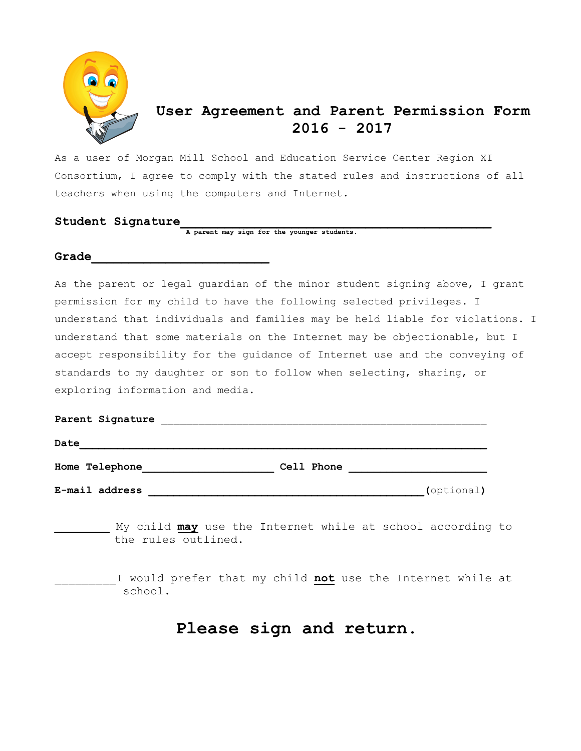# User Agreement and Parent Permission Form 2016 - 2017

As a user of Morgan Mill School and Education Service Center Region XI Consortium, I agree to comply with the stated rules and instructions of all teachers when using the computers and Internet.

**Student Signature**_______________________________________________
A parent may sign for the younger students.

**Grade**___________________________

As the parent or legal guardian of the minor student signing above, I grant permission for my child to have the following selected privileges. I understand that individuals and families may be held liable for violations. I understand that some materials on the Internet may be objectionable, but I accept responsibility for the guidance of Internet use and the conveying of standards to my daughter or son to follow when selecting, sharing, or exploring information and media.

**Parent Signature** _______________________________________________

**Date**_____________________________________________________________

**Home Telephone**____________________ **Cell Phone** ____________________

**E-mail address** __________________________________________(optional)

________ My child **may** use the Internet while at school according to the rules outlined.

_________I would prefer that my child **not** use the Internet while at school.

**Please sign and return.**